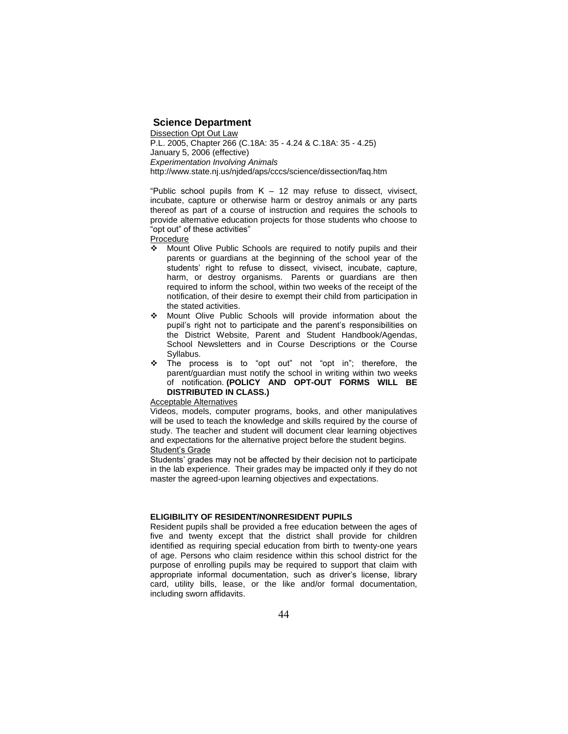## Science Department

Dissection Opt Out Law

P.L. 2005, Chapter 266 (C.18A: 35 - 4.24 & C.18A: 35 - 4.25)

January 5, 2006 (effective)

*Experimentation Involving Animals*

http://www.state.nj.us/njded/aps/cccs/science/dissection/faq.htm

"Public school pupils from K – 12 may refuse to dissect, vivisect, incubate, capture or otherwise harm or destroy animals or any parts thereof as part of a course of instruction and requires the schools to provide alternative education projects for those students who choose to "opt out" of these activities"

Procedure

- Mount Olive Public Schools are required to notify pupils and their parents or guardians at the beginning of the school year of the students' right to refuse to dissect, vivisect, incubate, capture, harm, or destroy organisms. Parents or guardians are then required to inform the school, within two weeks of the receipt of the notification, of their desire to exempt their child from participation in the stated activities.
- Mount Olive Public Schools will provide information about the pupil's right not to participate and the parent's responsibilities on the District Website, Parent and Student Handbook/Agendas, School Newsletters and in Course Descriptions or the Course Syllabus.
- The process is to "opt out" not "opt in"; therefore, the parent/guardian must notify the school in writing within two weeks of notification. **(POLICY AND OPT-OUT FORMS WILL BE DISTRIBUTED IN CLASS.)**

Acceptable Alternatives

Videos, models, computer programs, books, and other manipulatives will be used to teach the knowledge and skills required by the course of study. The teacher and student will document clear learning objectives and expectations for the alternative project before the student begins.

Student's Grade

Students' grades may not be affected by their decision not to participate in the lab experience. Their grades may be impacted only if they do not master the agreed-upon learning objectives and expectations.

**ELIGIBILITY OF RESIDENT/NONRESIDENT PUPILS**

Resident pupils shall be provided a free education between the ages of five and twenty except that the district shall provide for children identified as requiring special education from birth to twenty-one years of age. Persons who claim residence within this school district for the purpose of enrolling pupils may be required to support that claim with appropriate informal documentation, such as driver's license, library card, utility bills, lease, or the like and/or formal documentation, including sworn affidavits.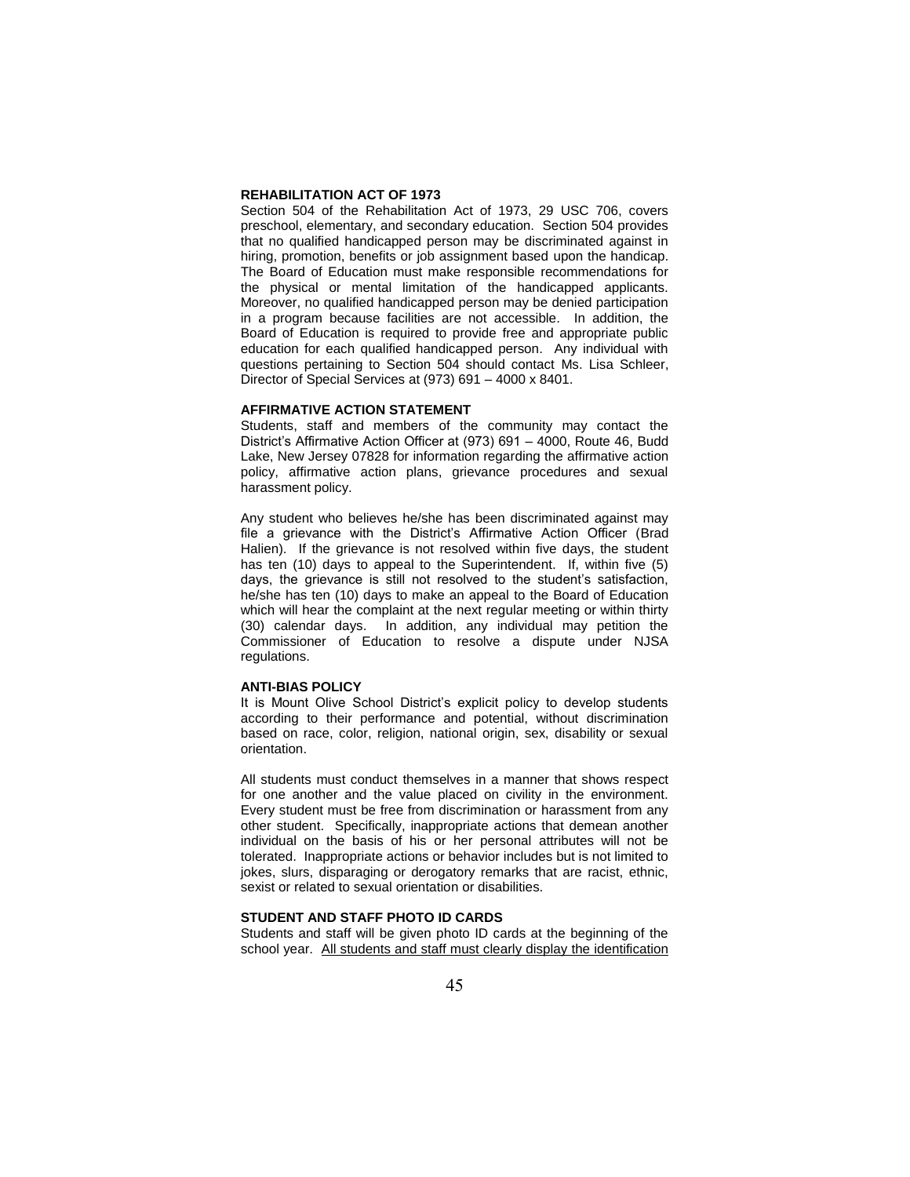### REHABILITATION ACT OF 1973

Section 504 of the Rehabilitation Act of 1973, 29 USC 706, covers preschool, elementary, and secondary education. Section 504 provides that no qualified handicapped person may be discriminated against in hiring, promotion, benefits or job assignment based upon the handicap. The Board of Education must make responsible recommendations for the physical or mental limitation of the handicapped applicants. Moreover, no qualified handicapped person may be denied participation in a program because facilities are not accessible. In addition, the Board of Education is required to provide free and appropriate public education for each qualified handicapped person. Any individual with questions pertaining to Section 504 should contact Ms. Lisa Schleer, Director of Special Services at (973) 691 – 4000 x 8401.

### AFFIRMATIVE ACTION STATEMENT

Students, staff and members of the community may contact the District's Affirmative Action Officer at (973) 691 – 4000, Route 46, Budd Lake, New Jersey 07828 for information regarding the affirmative action policy, affirmative action plans, grievance procedures and sexual harassment policy.

Any student who believes he/she has been discriminated against may file a grievance with the District's Affirmative Action Officer (Brad Halien). If the grievance is not resolved within five days, the student has ten (10) days to appeal to the Superintendent. If, within five (5) days, the grievance is still not resolved to the student's satisfaction, he/she has ten (10) days to make an appeal to the Board of Education which will hear the complaint at the next regular meeting or within thirty (30) calendar days. In addition, any individual may petition the Commissioner of Education to resolve a dispute under NJSA regulations.

### ANTI-BIAS POLICY

It is Mount Olive School District's explicit policy to develop students according to their performance and potential, without discrimination based on race, color, religion, national origin, sex, disability or sexual orientation.

All students must conduct themselves in a manner that shows respect for one another and the value placed on civility in the environment. Every student must be free from discrimination or harassment from any other student. Specifically, inappropriate actions that demean another individual on the basis of his or her personal attributes will not be tolerated. Inappropriate actions or behavior includes but is not limited to jokes, slurs, disparaging or derogatory remarks that are racist, ethnic, sexist or related to sexual orientation or disabilities.

### STUDENT AND STAFF PHOTO ID CARDS

Students and staff will be given photo ID cards at the beginning of the school year. <u>All students and staff must clearly display the identification</u>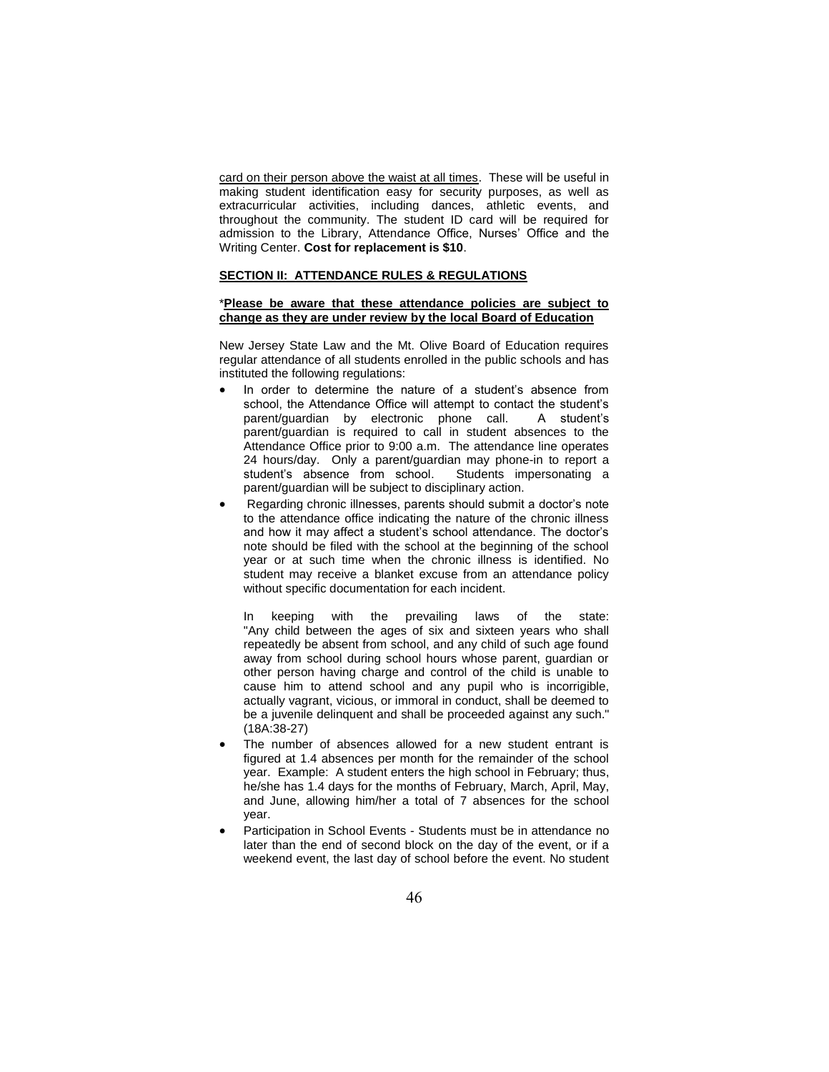card on their person above the waist at all times. These will be useful in making student identification easy for security purposes, as well as extracurricular activities, including dances, athletic events, and throughout the community. The student ID card will be required for admission to the Library, Attendance Office, Nurses' Office and the Writing Center. **Cost for replacement is $10**.

## SECTION II: ATTENDANCE RULES & REGULATIONS

*__Please be aware that these attendance policies are subject to change as they are under review by the local Board of Education__

New Jersey State Law and the Mt. Olive Board of Education requires regular attendance of all students enrolled in the public schools and has instituted the following regulations:

- In order to determine the nature of a student's absence from school, the Attendance Office will attempt to contact the student's parent/guardian by electronic phone call. A student's parent/guardian is required to call in student absences to the Attendance Office prior to 9:00 a.m. The attendance line operates 24 hours/day. Only a parent/guardian may phone-in to report a student's absence from school. Students impersonating a parent/guardian will be subject to disciplinary action.
- Regarding chronic illnesses, parents should submit a doctor's note to the attendance office indicating the nature of the chronic illness and how it may affect a student's school attendance. The doctor's note should be filed with the school at the beginning of the school year or at such time when the chronic illness is identified. No student may receive a blanket excuse from an attendance policy without specific documentation for each incident.

  In keeping with the prevailing laws of the state: "Any child between the ages of six and sixteen years who shall repeatedly be absent from school, and any child of such age found away from school during school hours whose parent, guardian or other person having charge and control of the child is unable to cause him to attend school and any pupil who is incorrigible, actually vagrant, vicious, or immoral in conduct, shall be deemed to be a juvenile delinquent and shall be proceeded against any such." (18A:38-27)
- The number of absences allowed for a new student entrant is figured at 1.4 absences per month for the remainder of the school year. Example: A student enters the high school in February; thus, he/she has 1.4 days for the months of February, March, April, May, and June, allowing him/her a total of 7 absences for the school year.
- Participation in School Events - Students must be in attendance no later than the end of second block on the day of the event, or if a weekend event, the last day of school before the event. No student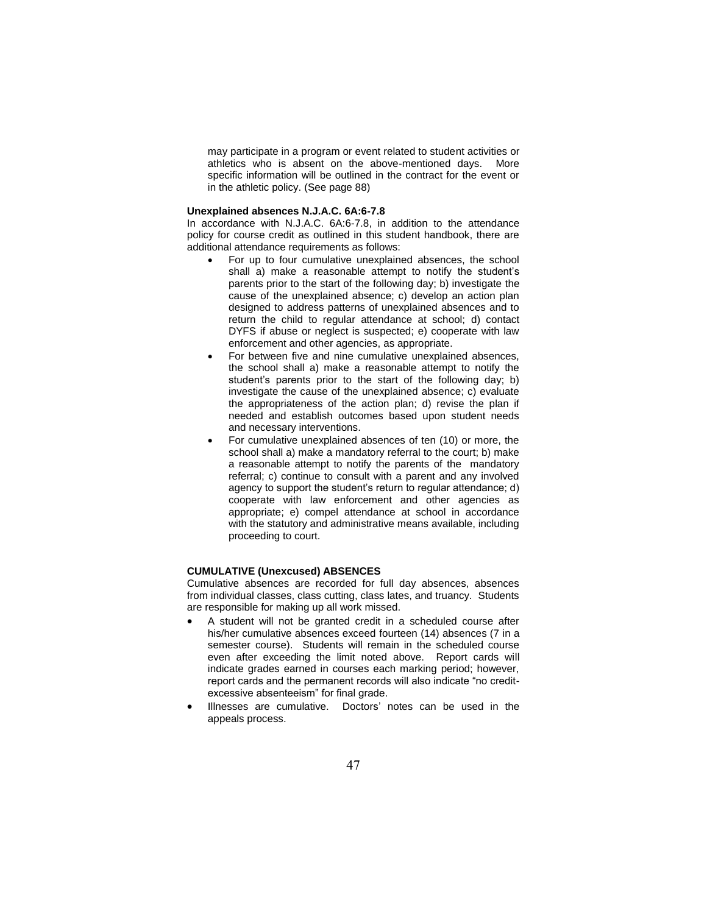may participate in a program or event related to student activities or athletics who is absent on the above-mentioned days. More specific information will be outlined in the contract for the event or in the athletic policy. (See page 88)

**Unexplained absences N.J.A.C. 6A:6-7.8**

In accordance with N.J.A.C. 6A:6-7.8, in addition to the attendance policy for course credit as outlined in this student handbook, there are additional attendance requirements as follows:

- For up to four cumulative unexplained absences, the school shall a) make a reasonable attempt to notify the student's parents prior to the start of the following day; b) investigate the cause of the unexplained absence; c) develop an action plan designed to address patterns of unexplained absences and to return the child to regular attendance at school; d) contact DYFS if abuse or neglect is suspected; e) cooperate with law enforcement and other agencies, as appropriate.
- For between five and nine cumulative unexplained absences, the school shall a) make a reasonable attempt to notify the student's parents prior to the start of the following day; b) investigate the cause of the unexplained absence; c) evaluate the appropriateness of the action plan; d) revise the plan if needed and establish outcomes based upon student needs and necessary interventions.
- For cumulative unexplained absences of ten (10) or more, the school shall a) make a mandatory referral to the court; b) make a reasonable attempt to notify the parents of the mandatory referral; c) continue to consult with a parent and any involved agency to support the student's return to regular attendance; d) cooperate with law enforcement and other agencies as appropriate; e) compel attendance at school in accordance with the statutory and administrative means available, including proceeding to court.

**CUMULATIVE (Unexcused) ABSENCES**

Cumulative absences are recorded for full day absences, absences from individual classes, class cutting, class lates, and truancy. Students are responsible for making up all work missed.

- A student will not be granted credit in a scheduled course after his/her cumulative absences exceed fourteen (14) absences (7 in a semester course). Students will remain in the scheduled course even after exceeding the limit noted above. Report cards will indicate grades earned in courses each marking period; however, report cards and the permanent records will also indicate "no credit-excessive absenteeism" for final grade.
- Illnesses are cumulative. Doctors' notes can be used in the appeals process.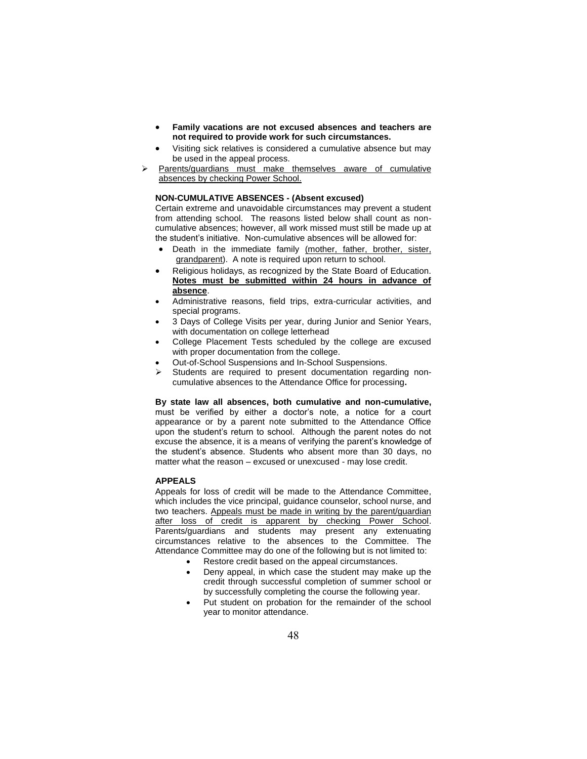- **Family vacations are not excused absences and teachers are not required to provide work for such circumstances.**
- Visiting sick relatives is considered a cumulative absence but may be used in the appeal process.

➢ Parents/guardians must make themselves aware of cumulative absences by checking Power School.

**NON-CUMULATIVE ABSENCES - (Absent excused)**

Certain extreme and unavoidable circumstances may prevent a student from attending school. The reasons listed below shall count as non-cumulative absences; however, all work missed must still be made up at the student's initiative. Non-cumulative absences will be allowed for:

- Death in the immediate family (mother, father, brother, sister, grandparent). A note is required upon return to school.
- Religious holidays, as recognized by the State Board of Education. **Notes must be submitted within 24 hours in advance of absence**.
- Administrative reasons, field trips, extra-curricular activities, and special programs.
- 3 Days of College Visits per year, during Junior and Senior Years, with documentation on college letterhead
- College Placement Tests scheduled by the college are excused with proper documentation from the college.
- Out-of-School Suspensions and In-School Suspensions.

➢ Students are required to present documentation regarding non-cumulative absences to the Attendance Office for processing**.**

**By state law all absences, both cumulative and non-cumulative,** must be verified by either a doctor's note, a notice for a court appearance or by a parent note submitted to the Attendance Office upon the student's return to school. Although the parent notes do not excuse the absence, it is a means of verifying the parent's knowledge of the student's absence. Students who absent more than 30 days, no matter what the reason – excused or unexcused - may lose credit.

**APPEALS**

Appeals for loss of credit will be made to the Attendance Committee, which includes the vice principal, guidance counselor, school nurse, and two teachers. Appeals must be made in writing by the parent/guardian after loss of credit is apparent by checking Power School. Parents/guardians and students may present any extenuating circumstances relative to the absences to the Committee. The Attendance Committee may do one of the following but is not limited to:

- Restore credit based on the appeal circumstances.
- Deny appeal, in which case the student may make up the credit through successful completion of summer school or by successfully completing the course the following year.
- Put student on probation for the remainder of the school year to monitor attendance.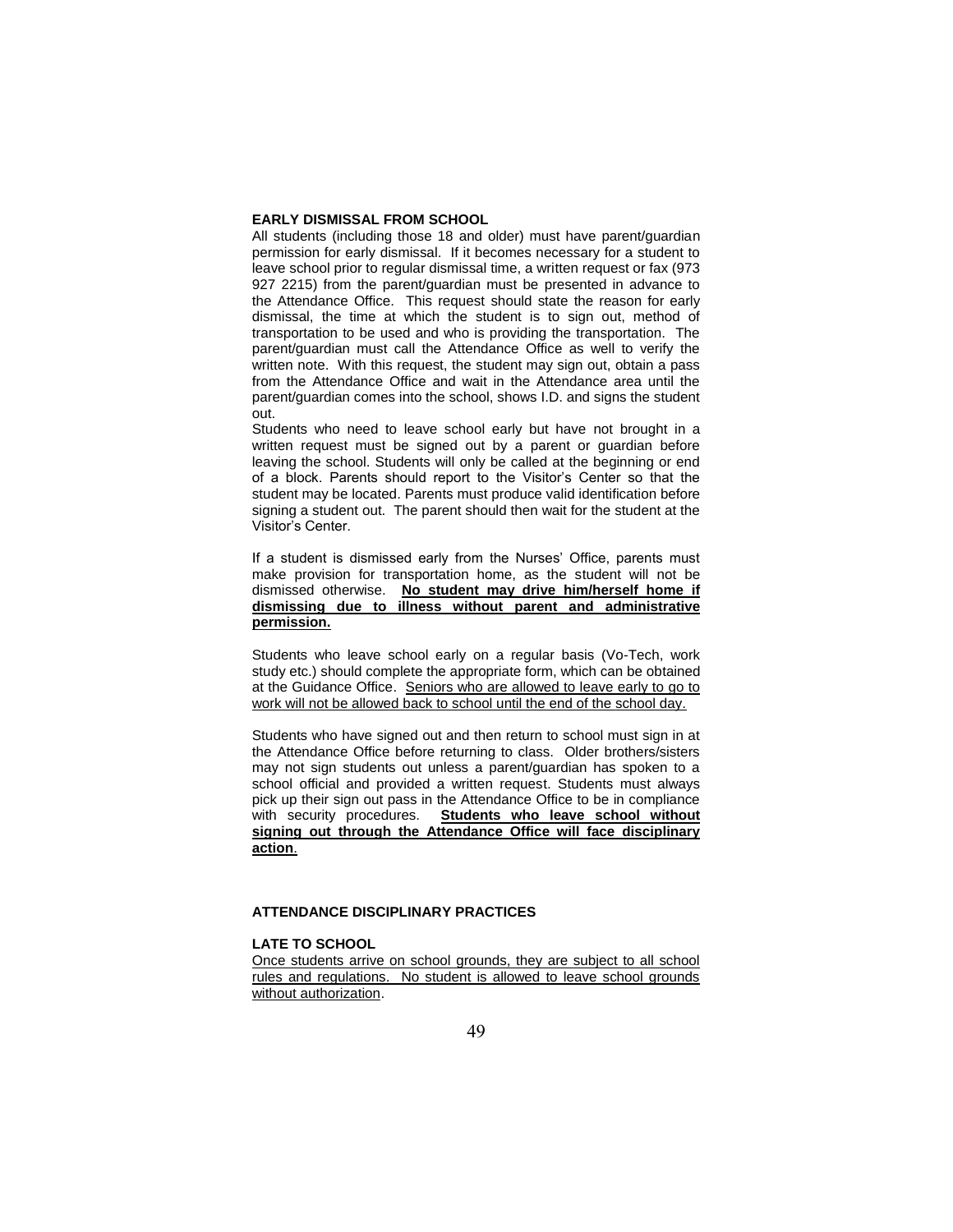## EARLY DISMISSAL FROM SCHOOL

All students (including those 18 and older) must have parent/guardian permission for early dismissal. If it becomes necessary for a student to leave school prior to regular dismissal time, a written request or fax (973 927 2215) from the parent/guardian must be presented in advance to the Attendance Office. This request should state the reason for early dismissal, the time at which the student is to sign out, method of transportation to be used and who is providing the transportation. The parent/guardian must call the Attendance Office as well to verify the written note. With this request, the student may sign out, obtain a pass from the Attendance Office and wait in the Attendance area until the parent/guardian comes into the school, shows I.D. and signs the student out.

Students who need to leave school early but have not brought in a written request must be signed out by a parent or guardian before leaving the school. Students will only be called at the beginning or end of a block. Parents should report to the Visitor's Center so that the student may be located. Parents must produce valid identification before signing a student out. The parent should then wait for the student at the Visitor's Center.

If a student is dismissed early from the Nurses' Office, parents must make provision for transportation home, as the student will not be dismissed otherwise. **No student may drive him/herself home if dismissing due to illness without parent and administrative permission.**

Students who leave school early on a regular basis (Vo-Tech, work study etc.) should complete the appropriate form, which can be obtained at the Guidance Office. Seniors who are allowed to leave early to go to work will not be allowed back to school until the end of the school day.

Students who have signed out and then return to school must sign in at the Attendance Office before returning to class. Older brothers/sisters may not sign students out unless a parent/guardian has spoken to a school official and provided a written request. Students must always pick up their sign out pass in the Attendance Office to be in compliance with security procedures. **Students who leave school without signing out through the Attendance Office will face disciplinary action**.

## ATTENDANCE DISCIPLINARY PRACTICES

### LATE TO SCHOOL

Once students arrive on school grounds, they are subject to all school rules and regulations. No student is allowed to leave school grounds without authorization.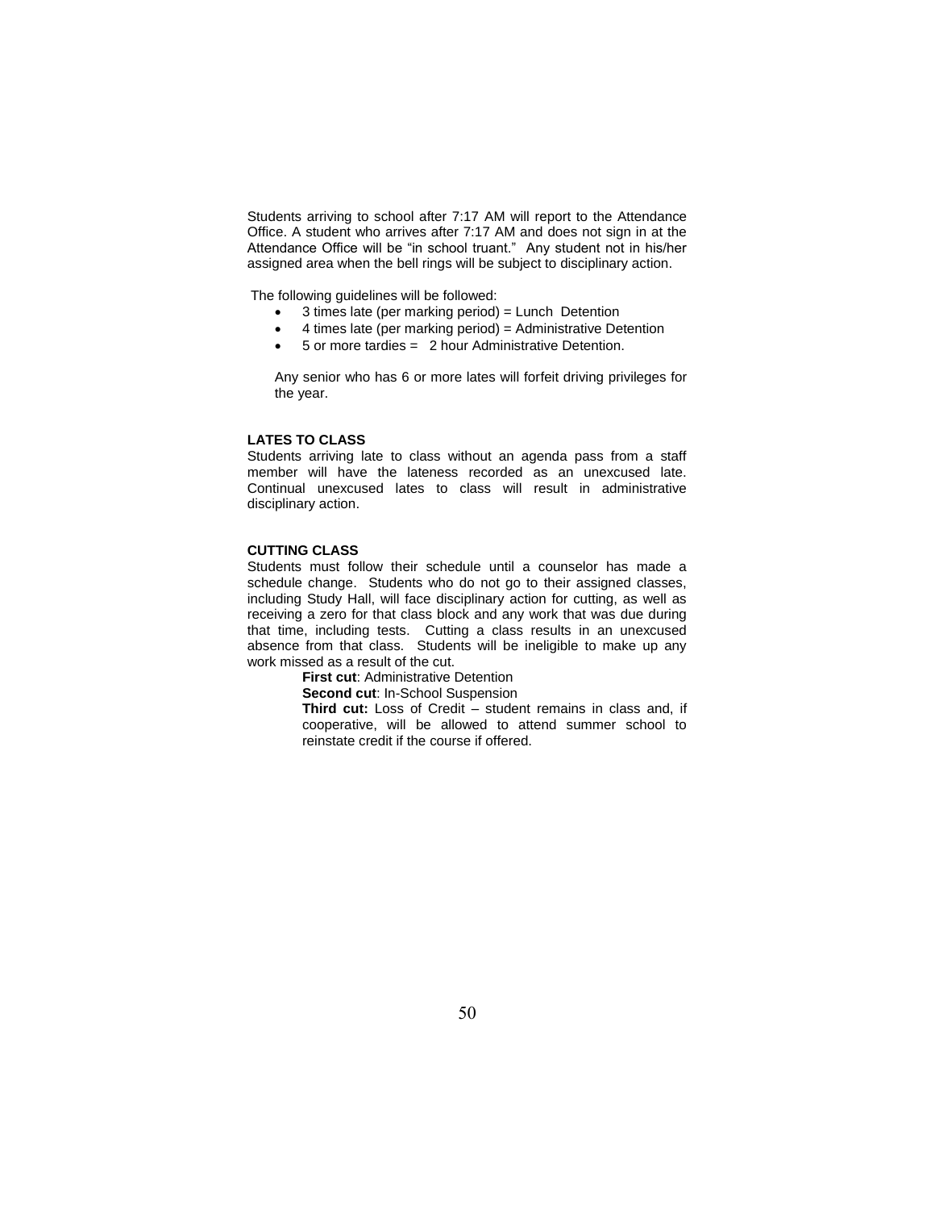Students arriving to school after 7:17 AM will report to the Attendance Office. A student who arrives after 7:17 AM and does not sign in at the Attendance Office will be "in school truant." Any student not in his/her assigned area when the bell rings will be subject to disciplinary action.

The following guidelines will be followed:

- 3 times late (per marking period) = Lunch Detention
- 4 times late (per marking period) = Administrative Detention
- 5 or more tardies = 2 hour Administrative Detention.

Any senior who has 6 or more lates will forfeit driving privileges for the year.

**LATES TO CLASS**

Students arriving late to class without an agenda pass from a staff member will have the lateness recorded as an unexcused late. Continual unexcused lates to class will result in administrative disciplinary action.

**CUTTING CLASS**

Students must follow their schedule until a counselor has made a schedule change. Students who do not go to their assigned classes, including Study Hall, will face disciplinary action for cutting, as well as receiving a zero for that class block and any work that was due during that time, including tests. Cutting a class results in an unexcused absence from that class. Students will be ineligible to make up any work missed as a result of the cut.

**First cut**: Administrative Detention

**Second cut**: In-School Suspension

**Third cut:** Loss of Credit – student remains in class and, if cooperative, will be allowed to attend summer school to reinstate credit if the course if offered.